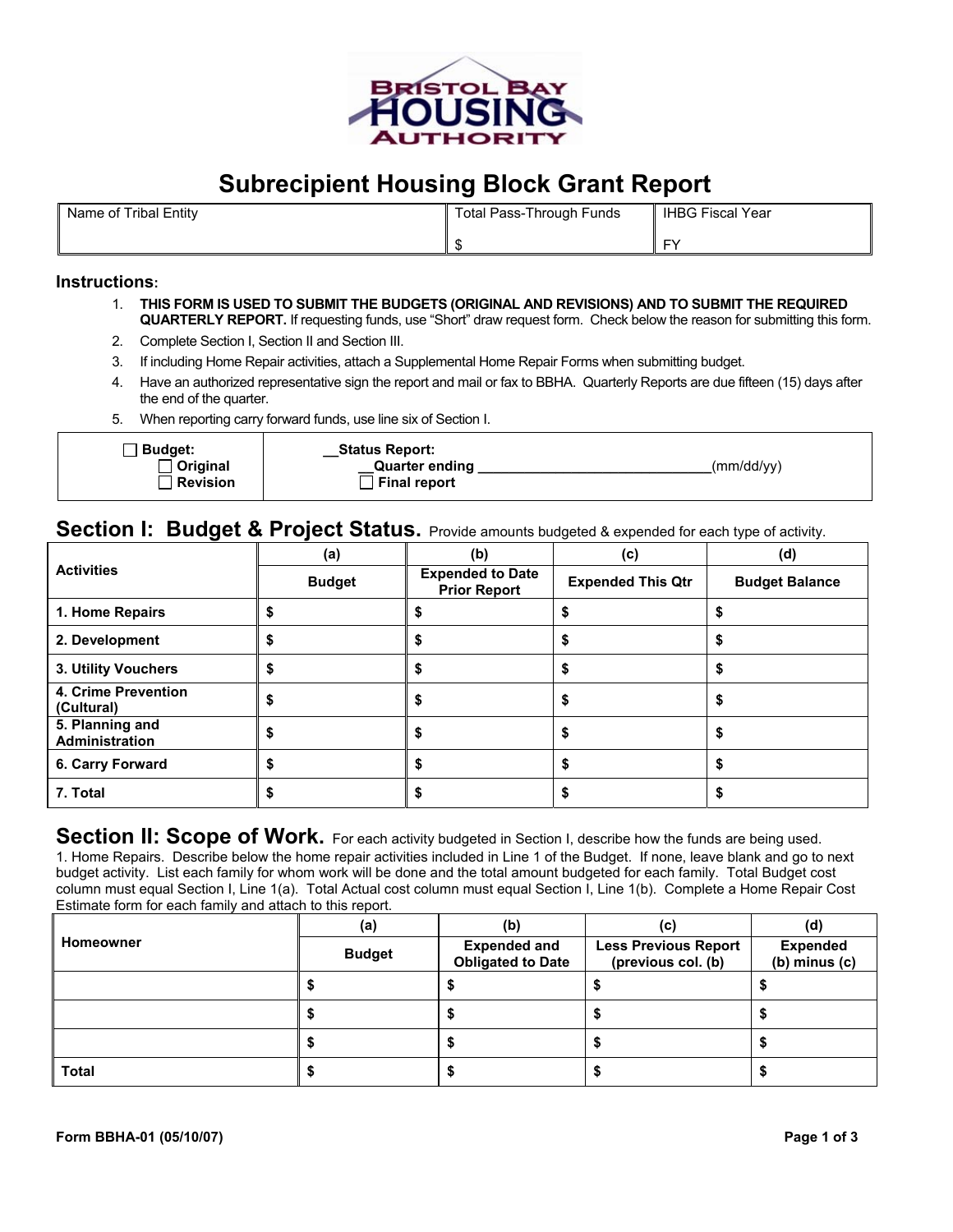BRISTOL BAY HOUSING AUTHORITY

# Subrecipient Housing Block Grant Report

| Name of Tribal Entity | Total Pass-Through Funds | IHBG Fiscal Year |
|---|---|---|
| | $ | FY |

### Instructions:

1. **THIS FORM IS USED TO SUBMIT THE BUDGETS (ORIGINAL AND REVISIONS) AND TO SUBMIT THE REQUIRED QUARTERLY REPORT.** If requesting funds, use "Short" draw request form. Check below the reason for submitting this form.
2. Complete Section I, Section II and Section III.
3. If including Home Repair activities, attach a Supplemental Home Repair Forms when submitting budget.
4. Have an authorized representative sign the report and mail or fax to BBHA. Quarterly Reports are due fifteen (15) days after the end of the quarter.
5. When reporting carry forward funds, use line six of Section I.

| | |
|---|---|
| ☐ **Budget:**<br>☐ **Original**<br>☐ **Revision** | __**Status Report:**<br>__**Quarter ending** ______________________________(mm/dd/yy)<br>☐ **Final report** |

## Section I: Budget & Project Status. 
Provide amounts budgeted & expended for each type of activity.

| Activities | (a)<br>Budget | (b)<br>Expended to Date Prior Report | (c)<br>Expended This Qtr | (d)<br>Budget Balance |
|---|---|---|---|---|
| 1. Home Repairs | $ | $ | $ | $ |
| 2. Development | $ | $ | $ | $ |
| 3. Utility Vouchers | $ | $ | $ | $ |
| 4. Crime Prevention (Cultural) | $ | $ | $ | $ |
| 5. Planning and Administration | $ | $ | $ | $ |
| 6. Carry Forward | $ | $ | $ | $ |
| 7. Total | $ | $ | $ | $ |

## Section II: Scope of Work. 
For each activity budgeted in Section I, describe how the funds are being used.

1. Home Repairs. Describe below the home repair activities included in Line 1 of the Budget. If none, leave blank and go to next budget activity. List each family for whom work will be done and the total amount budgeted for each family. Total Budget cost column must equal Section I, Line 1(a). Total Actual cost column must equal Section I, Line 1(b). Complete a Home Repair Cost Estimate form for each family and attach to this report.

| Homeowner | (a)<br>Budget | (b)<br>Expended and Obligated to Date | (c)<br>Less Previous Report (previous col. (b) | (d)<br>Expended (b) minus (c) |
|---|---|---|---|---|
| | $ | $ | $ | $ |
| | $ | $ | $ | $ |
| | $ | $ | $ | $ |
| Total | $ | $ | $ | $ |

Form BBHA-01 (05/10/07)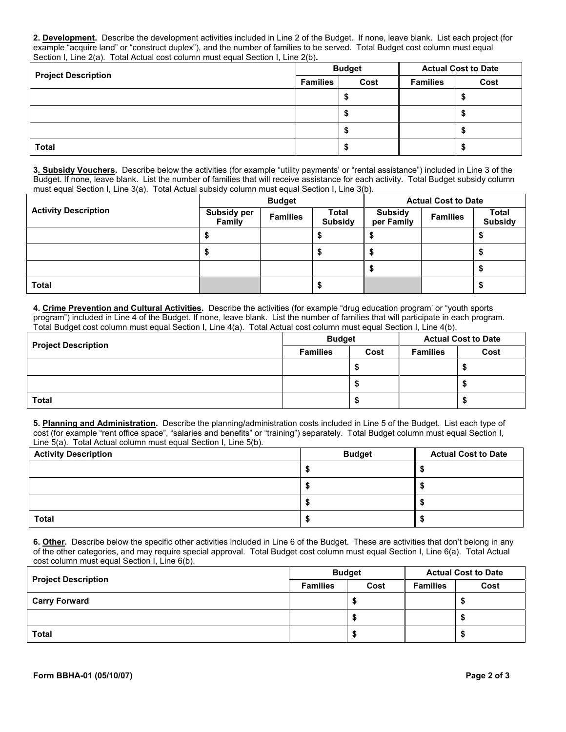**2. Development.** Describe the development activities included in Line 2 of the Budget. If none, leave blank. List each project (for example "acquire land" or "construct duplex"), and the number of families to be served. Total Budget cost column must equal Section I, Line 2(a). Total Actual cost column must equal Section I, Line 2(b).

| Project Description | Budget | | Actual Cost to Date | |
|---|---|---|---|---|
| | Families | Cost | Families | Cost |
| | | $ | | $ |
| | | $ | | $ |
| | | $ | | $ |
| **Total** | | $ | | $ |

**3. Subsidy Vouchers.** Describe below the activities (for example "utility payments' or "rental assistance") included in Line 3 of the Budget. If none, leave blank. List the number of families that will receive assistance for each activity. Total Budget subsidy column must equal Section I, Line 3(a). Total Actual subsidy column must equal Section I, Line 3(b).

| Activity Description | Budget | | | Actual Cost to Date | | |
|---|---|---|---|---|---|---|
| | Subsidy per Family | Families | Total Subsidy | Subsidy per Family | Families | Total Subsidy |
| | $ | | $ | $ | | $ |
| | $ | | $ | $ | | $ |
| | | | | $ | | $ |
| **Total** | | | $ | | | $ |

**4. Crime Prevention and Cultural Activities.** Describe the activities (for example "drug education program' or "youth sports program") included in Line 4 of the Budget. If none, leave blank. List the number of families that will participate in each program. Total Budget cost column must equal Section I, Line 4(a). Total Actual cost column must equal Section I, Line 4(b).

| Project Description | Budget | | Actual Cost to Date | |
|---|---|---|---|---|
| | Families | Cost | Families | Cost |
| | | $ | | $ |
| | | $ | | $ |
| **Total** | | $ | | $ |

**5. Planning and Administration.** Describe the planning/administration costs included in Line 5 of the Budget. List each type of cost (for example "rent office space", "salaries and benefits" or "training") separately. Total Budget column must equal Section I, Line 5(a). Total Actual column must equal Section I, Line 5(b).

| Activity Description | Budget | Actual Cost to Date |
|---|---|---|
| | $ | $ |
| | $ | $ |
| | $ | $ |
| **Total** | $ | $ |

**6. Other.** Describe below the specific other activities included in Line 6 of the Budget. These are activities that don't belong in any of the other categories, and may require special approval. Total Budget cost column must equal Section I, Line 6(a). Total Actual cost column must equal Section I, Line 6(b).

| Project Description | Budget | | Actual Cost to Date | |
|---|---|---|---|---|
| | Families | Cost | Families | Cost |
| **Carry Forward** | | $ | | $ |
| | | $ | | $ |
| **Total** | | $ | | $ |

**Form BBHA-01 (05/10/07)**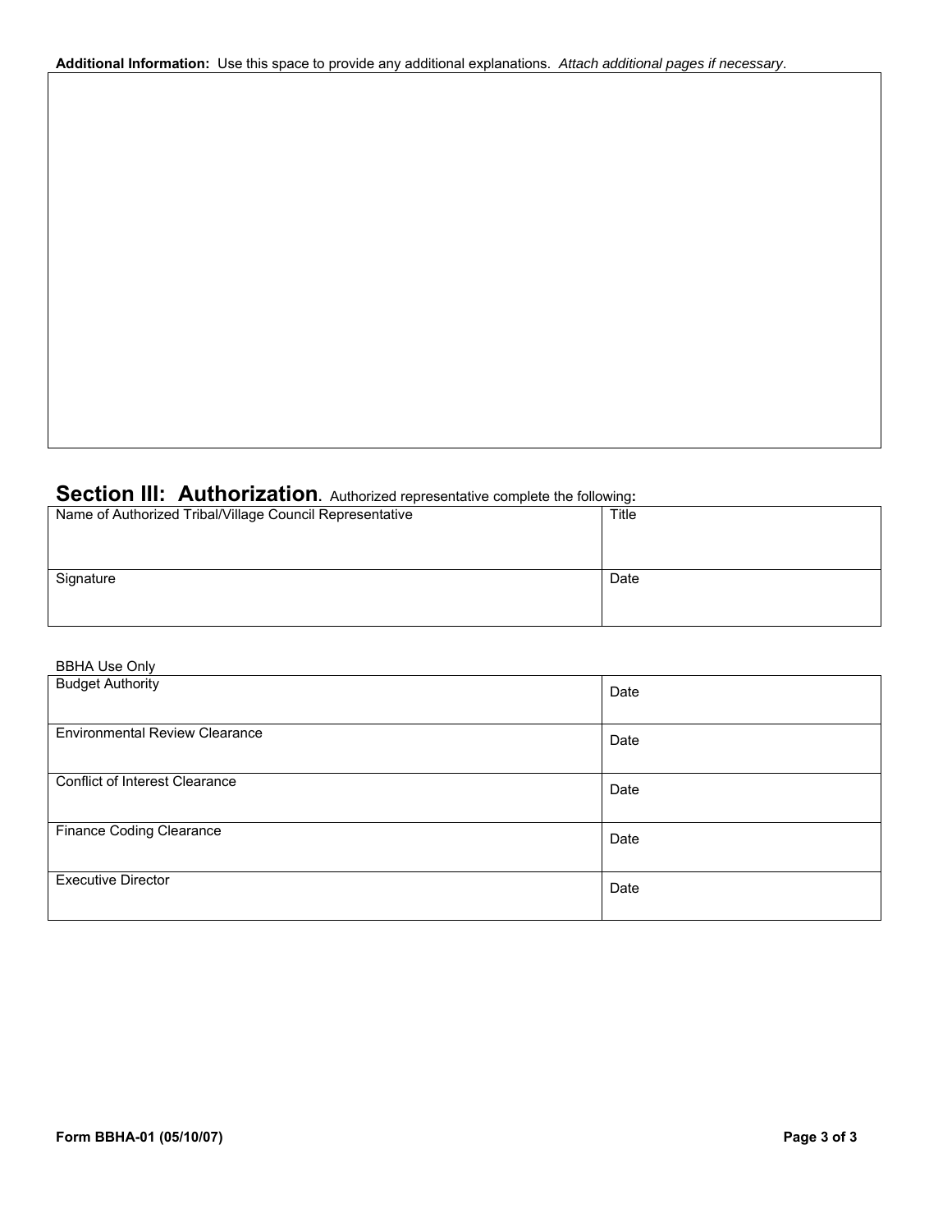**Additional Information:** Use this space to provide any additional explanations. *Attach additional pages if necessary*.

| |
|---|
| |

## Section III: Authorization. 

Authorized representative complete the following**:**

| | |
|---|---|
| Name of Authorized Tribal/Village Council Representative | Title |
| Signature | Date |

BBHA Use Only

| | |
|---|---|
| Budget Authority | Date |
| Environmental Review Clearance | Date |
| Conflict of Interest Clearance | Date |
| Finance Coding Clearance | Date |
| Executive Director | Date |

**Form BBHA-01 (05/10/07)**